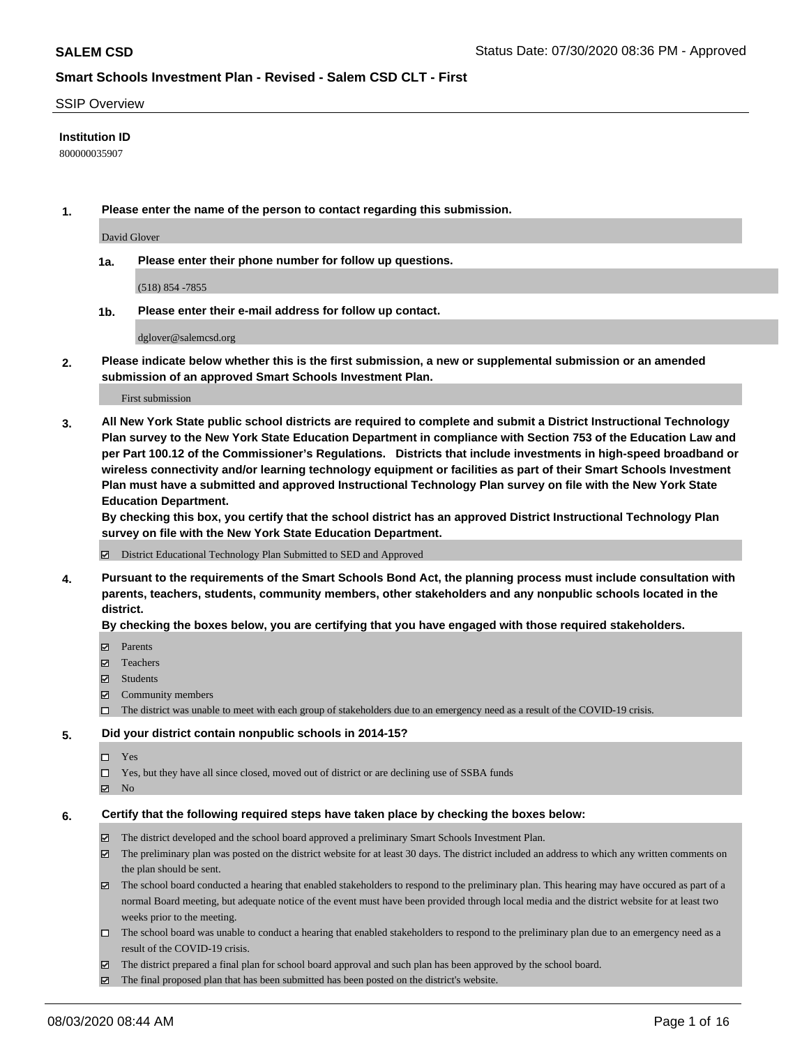SSIP Overview

**Institution ID**

800000035907

1. **Please enter the name of the person to contact regarding this submission.**

   David Glover

   1a. **Please enter their phone number for follow up questions.**

   (518) 854 -7855

   1b. **Please enter their e-mail address for follow up contact.**

   dglover@salemcsd.org

2. **Please indicate below whether this is the first submission, a new or supplemental submission or an amended submission of an approved Smart Schools Investment Plan.**

   First submission

3. **All New York State public school districts are required to complete and submit a District Instructional Technology Plan survey to the New York State Education Department in compliance with Section 753 of the Education Law and per Part 100.12 of the Commissioner's Regulations. Districts that include investments in high-speed broadband or wireless connectivity and/or learning technology equipment or facilities as part of their Smart Schools Investment Plan must have a submitted and approved Instructional Technology Plan survey on file with the New York State Education Department.**
   **By checking this box, you certify that the school district has an approved District Instructional Technology Plan survey on file with the New York State Education Department.**

   ☑ District Educational Technology Plan Submitted to SED and Approved

4. **Pursuant to the requirements of the Smart Schools Bond Act, the planning process must include consultation with parents, teachers, students, community members, other stakeholders and any nonpublic schools located in the district.**
   **By checking the boxes below, you are certifying that you have engaged with those required stakeholders.**

   ☑ Parents
   ☑ Teachers
   ☑ Students
   ☑ Community members
   ☐ The district was unable to meet with each group of stakeholders due to an emergency need as a result of the COVID-19 crisis.

5. **Did your district contain nonpublic schools in 2014-15?**

   ☐ Yes
   ☐ Yes, but they have all since closed, moved out of district or are declining use of SSBA funds
   ☑ No

6. **Certify that the following required steps have taken place by checking the boxes below:**

   ☑ The district developed and the school board approved a preliminary Smart Schools Investment Plan.
   ☑ The preliminary plan was posted on the district website for at least 30 days. The district included an address to which any written comments on the plan should be sent.
   ☑ The school board conducted a hearing that enabled stakeholders to respond to the preliminary plan. This hearing may have occured as part of a normal Board meeting, but adequate notice of the event must have been provided through local media and the district website for at least two weeks prior to the meeting.
   ☐ The school board was unable to conduct a hearing that enabled stakeholders to respond to the preliminary plan due to an emergency need as a result of the COVID-19 crisis.
   ☑ The district prepared a final plan for school board approval and such plan has been approved by the school board.
   ☑ The final proposed plan that has been submitted has been posted on the district's website.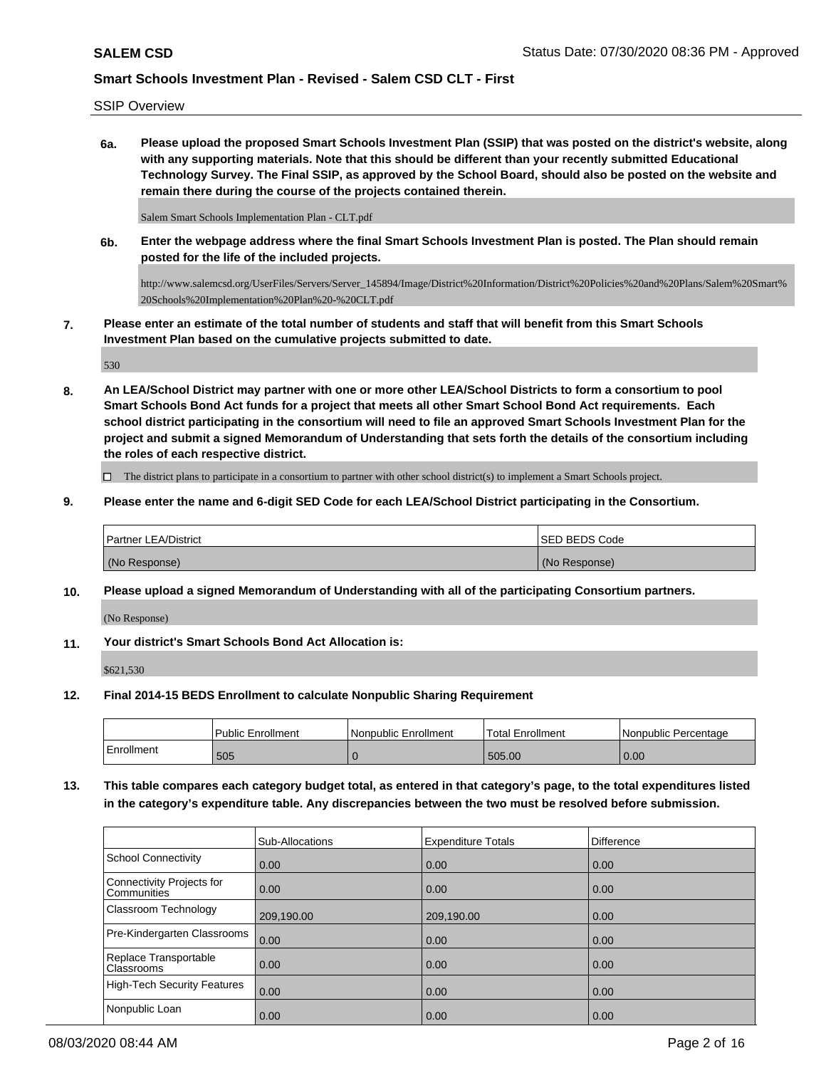SALEM CSD

Status Date: 07/30/2020 08:36 PM - Approved

## Smart Schools Investment Plan - Revised - Salem CSD CLT - First

SSIP Overview

**6a. Please upload the proposed Smart Schools Investment Plan (SSIP) that was posted on the district's website, along with any supporting materials. Note that this should be different than your recently submitted Educational Technology Survey. The Final SSIP, as approved by the School Board, should also be posted on the website and remain there during the course of the projects contained therein.**

Salem Smart Schools Implementation Plan - CLT.pdf

**6b. Enter the webpage address where the final Smart Schools Investment Plan is posted. The Plan should remain posted for the life of the included projects.**

http://www.salemcsd.org/UserFiles/Servers/Server_145894/Image/District%20Information/District%20Policies%20and%20Plans/Salem%20Smart%20Schools%20Implementation%20Plan%20-%20CLT.pdf

**7. Please enter an estimate of the total number of students and staff that will benefit from this Smart Schools Investment Plan based on the cumulative projects submitted to date.**

530

**8. An LEA/School District may partner with one or more other LEA/School Districts to form a consortium to pool Smart Schools Bond Act funds for a project that meets all other Smart School Bond Act requirements. Each school district participating in the consortium will need to file an approved Smart Schools Investment Plan for the project and submit a signed Memorandum of Understanding that sets forth the details of the consortium including the roles of each respective district.**

☐ The district plans to participate in a consortium to partner with other school district(s) to implement a Smart Schools project.

**9. Please enter the name and 6-digit SED Code for each LEA/School District participating in the Consortium.**

| Partner LEA/District | SED BEDS Code |
|---|---|
| (No Response) | (No Response) |

**10. Please upload a signed Memorandum of Understanding with all of the participating Consortium partners.**

(No Response)

**11. Your district's Smart Schools Bond Act Allocation is:**

$621,530

**12. Final 2014-15 BEDS Enrollment to calculate Nonpublic Sharing Requirement**

| | Public Enrollment | Nonpublic Enrollment | Total Enrollment | Nonpublic Percentage |
|---|---|---|---|---|
| Enrollment | 505 | 0 | 505.00 | 0.00 |

**13. This table compares each category budget total, as entered in that category's page, to the total expenditures listed in the category's expenditure table. Any discrepancies between the two must be resolved before submission.**

| | Sub-Allocations | Expenditure Totals | Difference |
|---|---|---|---|
| School Connectivity | 0.00 | 0.00 | 0.00 |
| Connectivity Projects for Communities | 0.00 | 0.00 | 0.00 |
| Classroom Technology | 209,190.00 | 209,190.00 | 0.00 |
| Pre-Kindergarten Classrooms | 0.00 | 0.00 | 0.00 |
| Replace Transportable Classrooms | 0.00 | 0.00 | 0.00 |
| High-Tech Security Features | 0.00 | 0.00 | 0.00 |
| Nonpublic Loan | 0.00 | 0.00 | 0.00 |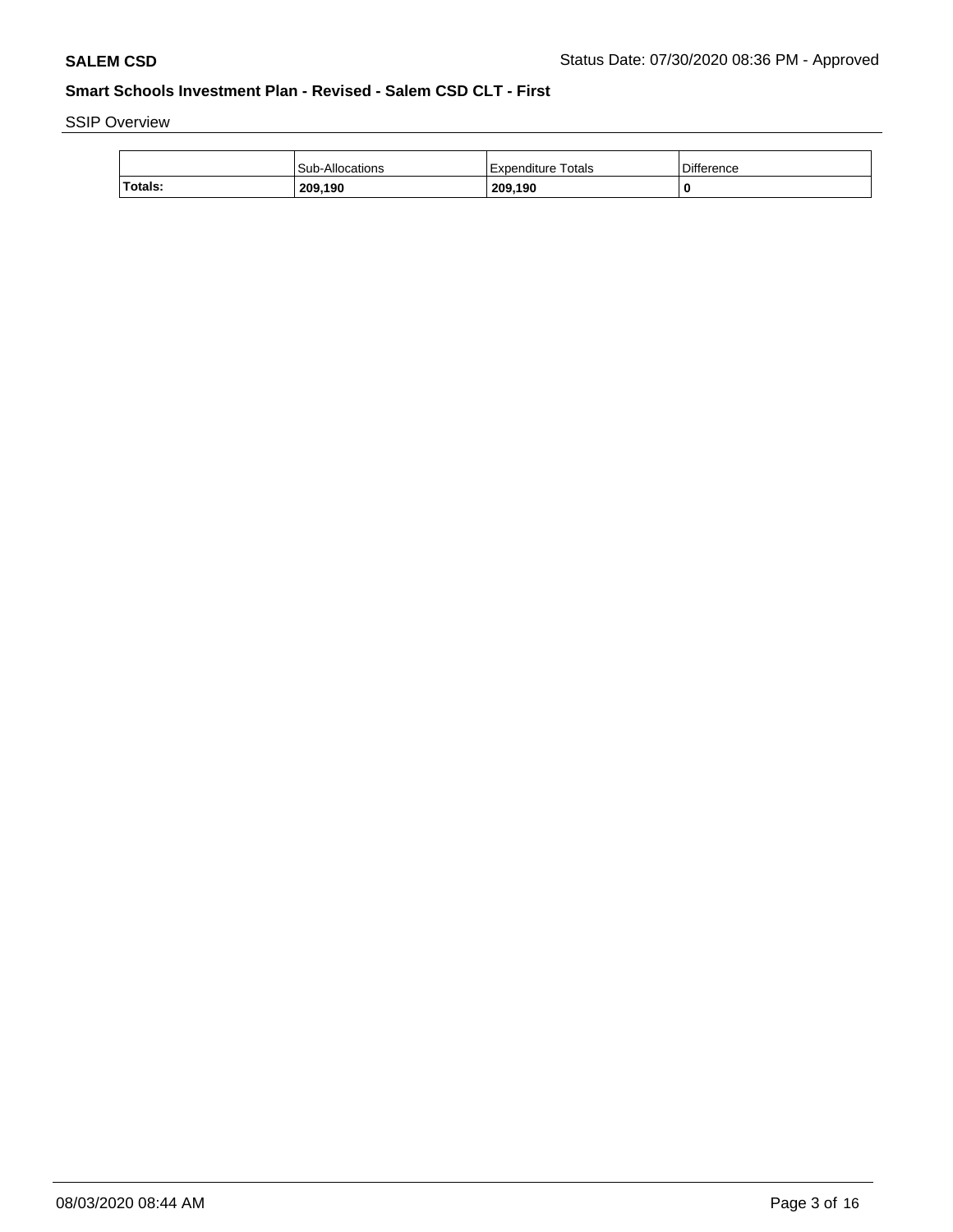SSIP Overview

|  | Sub-Allocations | Expenditure Totals | Difference |
| --- | --- | --- | --- |
| **Totals:** | **209,190** | **209,190** | **0** |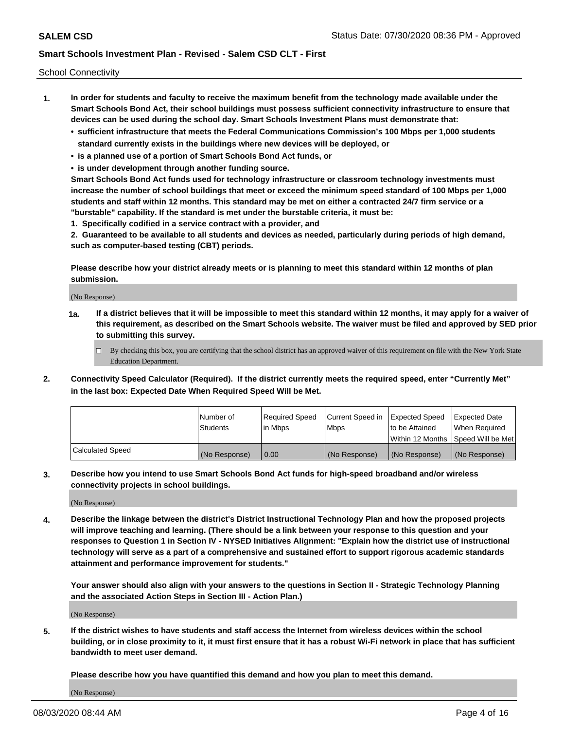School Connectivity

1. **In order for students and faculty to receive the maximum benefit from the technology made available under the Smart Schools Bond Act, their school buildings must possess sufficient connectivity infrastructure to ensure that devices can be used during the school day. Smart Schools Investment Plans must demonstrate that:**
   - **sufficient infrastructure that meets the Federal Communications Commission's 100 Mbps per 1,000 students standard currently exists in the buildings where new devices will be deployed, or**
   - **is a planned use of a portion of Smart Schools Bond Act funds, or**
   - **is under development through another funding source.**

   **Smart Schools Bond Act funds used for technology infrastructure or classroom technology investments must increase the number of school buildings that meet or exceed the minimum speed standard of 100 Mbps per 1,000 students and staff within 12 months. This standard may be met on either a contracted 24/7 firm service or a "burstable" capability. If the standard is met under the burstable criteria, it must be:**

   **1. Specifically codified in a service contract with a provider, and**

   **2. Guaranteed to be available to all students and devices as needed, particularly during periods of high demand, such as computer-based testing (CBT) periods.**

   **Please describe how your district already meets or is planning to meet this standard within 12 months of plan submission.**

   (No Response)

   **1a. If a district believes that it will be impossible to meet this standard within 12 months, it may apply for a waiver of this requirement, as described on the Smart Schools website. The waiver must be filed and approved by SED prior to submitting this survey.**

   ☐ By checking this box, you are certifying that the school district has an approved waiver of this requirement on file with the New York State Education Department.

2. **Connectivity Speed Calculator (Required). If the district currently meets the required speed, enter "Currently Met" in the last box: Expected Date When Required Speed Will be Met.**

| | Number of Students | Required Speed in Mbps | Current Speed in Mbps | Expected Speed to be Attained Within 12 Months | Expected Date When Required Speed Will be Met |
|---|---|---|---|---|---|
| Calculated Speed | (No Response) | 0.00 | (No Response) | (No Response) | (No Response) |

3. **Describe how you intend to use Smart Schools Bond Act funds for high-speed broadband and/or wireless connectivity projects in school buildings.**

   (No Response)

4. **Describe the linkage between the district's District Instructional Technology Plan and how the proposed projects will improve teaching and learning. (There should be a link between your response to this question and your responses to Question 1 in Section IV - NYSED Initiatives Alignment: "Explain how the district use of instructional technology will serve as a part of a comprehensive and sustained effort to support rigorous academic standards attainment and performance improvement for students."**

   **Your answer should also align with your answers to the questions in Section II - Strategic Technology Planning and the associated Action Steps in Section III - Action Plan.)**

   (No Response)

5. **If the district wishes to have students and staff access the Internet from wireless devices within the school building, or in close proximity to it, it must first ensure that it has a robust Wi-Fi network in place that has sufficient bandwidth to meet user demand.**

   **Please describe how you have quantified this demand and how you plan to meet this demand.**

   (No Response)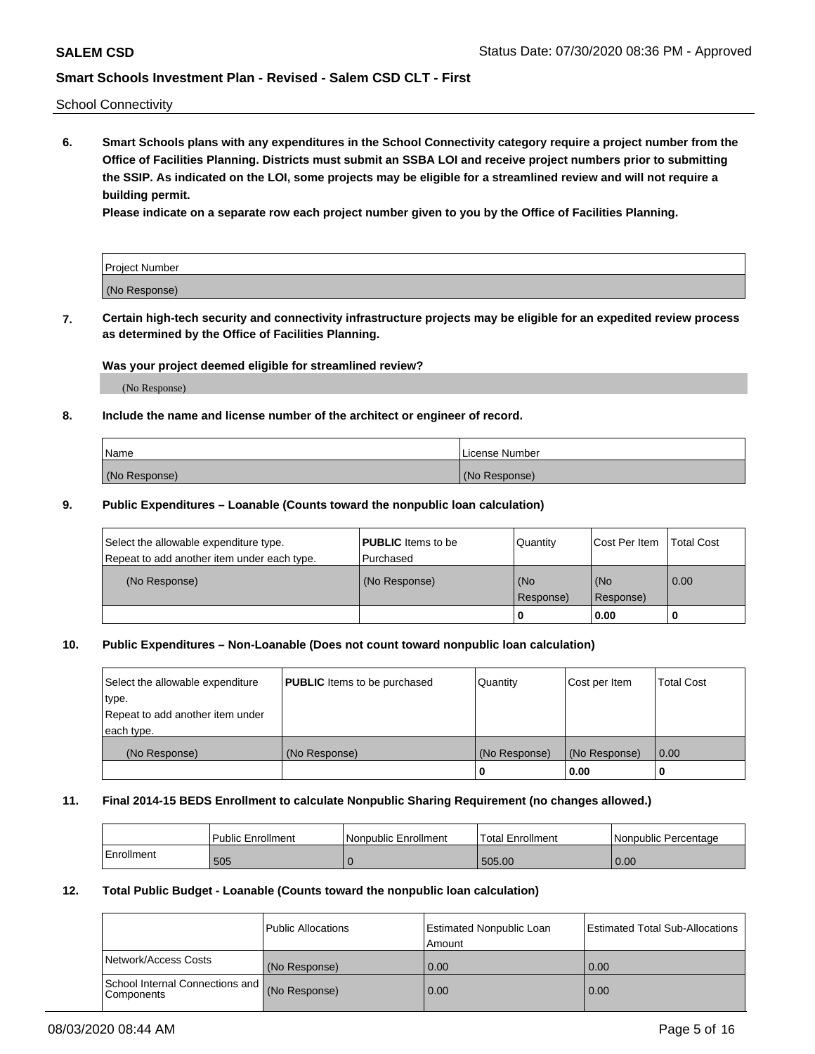School Connectivity

**6. Smart Schools plans with any expenditures in the School Connectivity category require a project number from the Office of Facilities Planning. Districts must submit an SSBA LOI and receive project numbers prior to submitting the SSIP. As indicated on the LOI, some projects may be eligible for a streamlined review and will not require a building permit.**

**Please indicate on a separate row each project number given to you by the Office of Facilities Planning.**

| Project Number |
|---|
| (No Response) |

**7. Certain high-tech security and connectivity infrastructure projects may be eligible for an expedited review process as determined by the Office of Facilities Planning.**

**Was your project deemed eligible for streamlined review?**

(No Response)

**8. Include the name and license number of the architect or engineer of record.**

| Name | License Number |
|---|---|
| (No Response) | (No Response) |

**9. Public Expenditures – Loanable (Counts toward the nonpublic loan calculation)**

| Select the allowable expenditure type. Repeat to add another item under each type. | **PUBLIC** Items to be Purchased | Quantity | Cost Per Item | Total Cost |
|---|---|---|---|---|
| (No Response) | (No Response) | (No Response) | (No Response) | 0.00 |
| | | 0 | 0.00 | 0 |

**10. Public Expenditures – Non-Loanable (Does not count toward nonpublic loan calculation)**

| Select the allowable expenditure type. Repeat to add another item under each type. | **PUBLIC** Items to be purchased | Quantity | Cost per Item | Total Cost |
|---|---|---|---|---|
| (No Response) | (No Response) | (No Response) | (No Response) | 0.00 |
| | | 0 | 0.00 | 0 |

**11. Final 2014-15 BEDS Enrollment to calculate Nonpublic Sharing Requirement (no changes allowed.)**

| | Public Enrollment | Nonpublic Enrollment | Total Enrollment | Nonpublic Percentage |
|---|---|---|---|---|
| Enrollment | 505 | 0 | 505.00 | 0.00 |

**12. Total Public Budget - Loanable (Counts toward the nonpublic loan calculation)**

| | Public Allocations | Estimated Nonpublic Loan Amount | Estimated Total Sub-Allocations |
|---|---|---|---|
| Network/Access Costs | (No Response) | 0.00 | 0.00 |
| School Internal Connections and Components | (No Response) | 0.00 | 0.00 |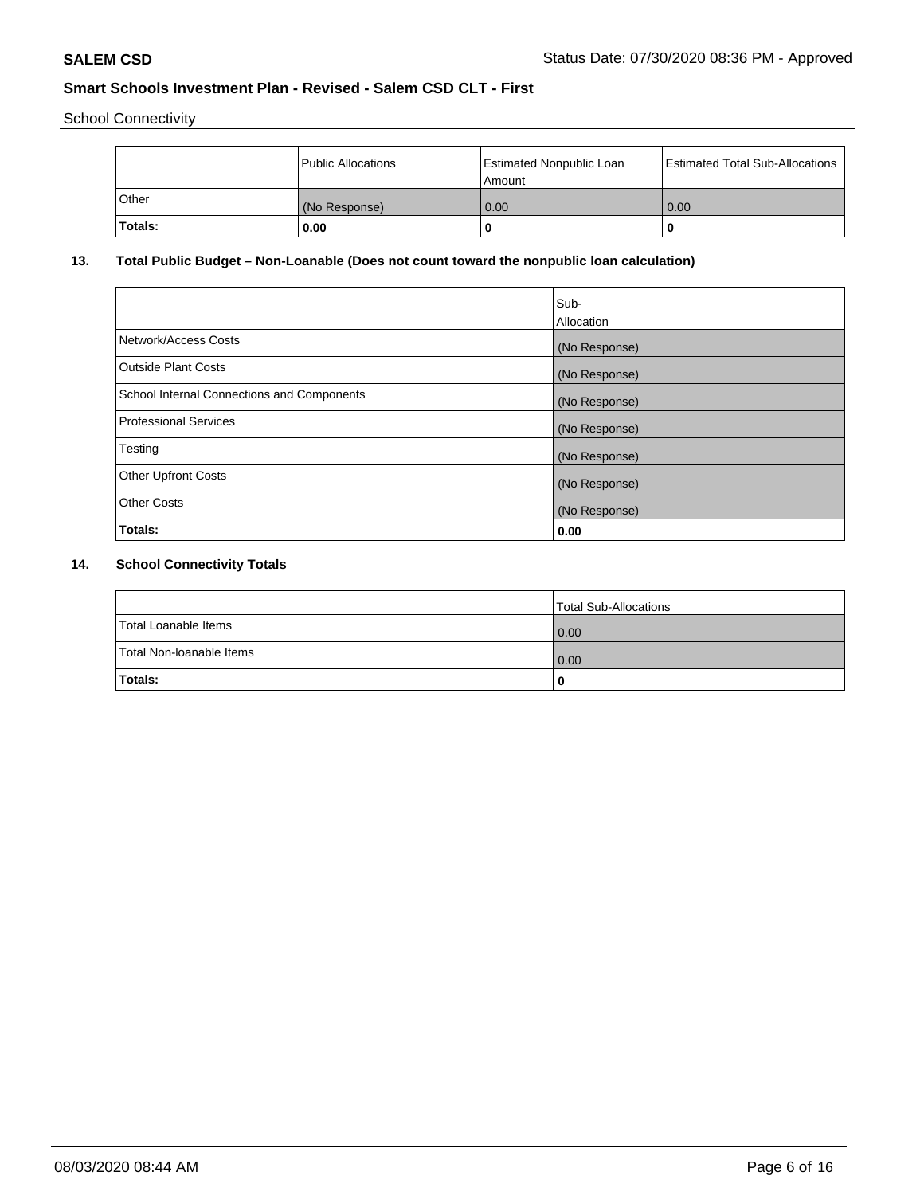School Connectivity

|  | Public Allocations | Estimated Nonpublic Loan Amount | Estimated Total Sub-Allocations |
| --- | --- | --- | --- |
| Other | (No Response) | 0.00 | 0.00 |
| **Totals:** | **0.00** | **0** | **0** |

## 13. Total Public Budget – Non-Loanable (Does not count toward the nonpublic loan calculation)

|  | Sub-Allocation |
| --- | --- |
| Network/Access Costs | (No Response) |
| Outside Plant Costs | (No Response) |
| School Internal Connections and Components | (No Response) |
| Professional Services | (No Response) |
| Testing | (No Response) |
| Other Upfront Costs | (No Response) |
| Other Costs | (No Response) |
| **Totals:** | **0.00** |

## 14. School Connectivity Totals

|  | Total Sub-Allocations |
| --- | --- |
| Total Loanable Items | 0.00 |
| Total Non-loanable Items | 0.00 |
| **Totals:** | **0** |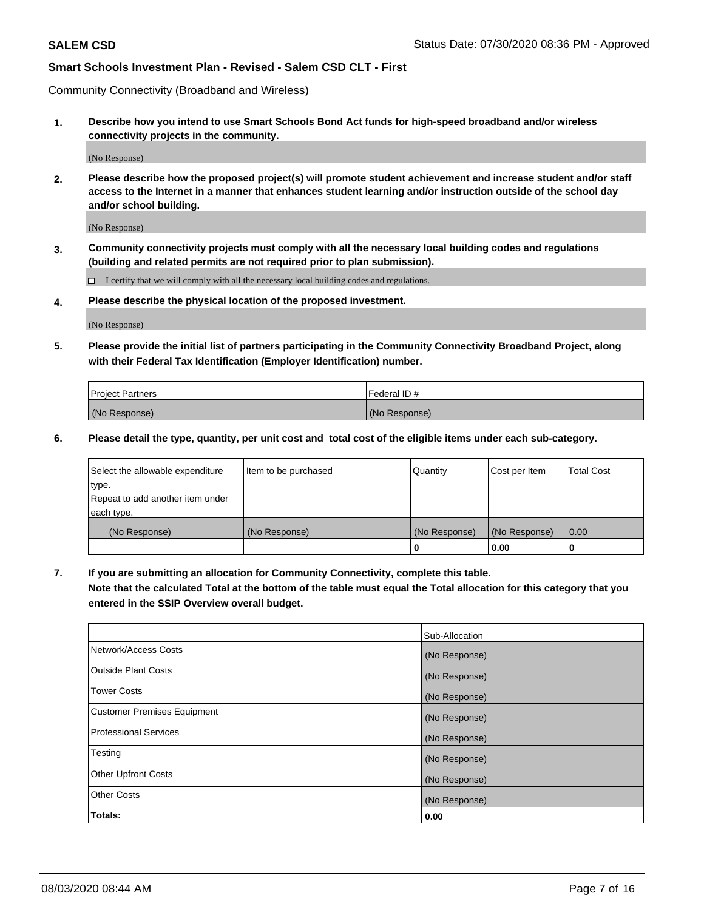**SALEM CSD** Status Date: 07/30/2020 08:36 PM - Approved

## Smart Schools Investment Plan - Revised - Salem CSD CLT - First

Community Connectivity (Broadband and Wireless)

**1. Describe how you intend to use Smart Schools Bond Act funds for high-speed broadband and/or wireless connectivity projects in the community.**

(No Response)

**2. Please describe how the proposed project(s) will promote student achievement and increase student and/or staff access to the Internet in a manner that enhances student learning and/or instruction outside of the school day and/or school building.**

(No Response)

**3. Community connectivity projects must comply with all the necessary local building codes and regulations (building and related permits are not required prior to plan submission).**

☐ I certify that we will comply with all the necessary local building codes and regulations.

**4. Please describe the physical location of the proposed investment.**

(No Response)

**5. Please provide the initial list of partners participating in the Community Connectivity Broadband Project, along with their Federal Tax Identification (Employer Identification) number.**

| Project Partners | Federal ID # |
| --- | --- |
| (No Response) | (No Response) |

**6. Please detail the type, quantity, per unit cost and total cost of the eligible items under each sub-category.**

| Select the allowable expenditure type. Repeat to add another item under each type. | Item to be purchased | Quantity | Cost per Item | Total Cost |
| --- | --- | --- | --- | --- |
| (No Response) | (No Response) | (No Response) | (No Response) | 0.00 |
| | | 0 | 0.00 | 0 |

**7. If you are submitting an allocation for Community Connectivity, complete this table. Note that the calculated Total at the bottom of the table must equal the Total allocation for this category that you entered in the SSIP Overview overall budget.**

| | Sub-Allocation |
| --- | --- |
| Network/Access Costs | (No Response) |
| Outside Plant Costs | (No Response) |
| Tower Costs | (No Response) |
| Customer Premises Equipment | (No Response) |
| Professional Services | (No Response) |
| Testing | (No Response) |
| Other Upfront Costs | (No Response) |
| Other Costs | (No Response) |
| **Totals:** | **0.00** |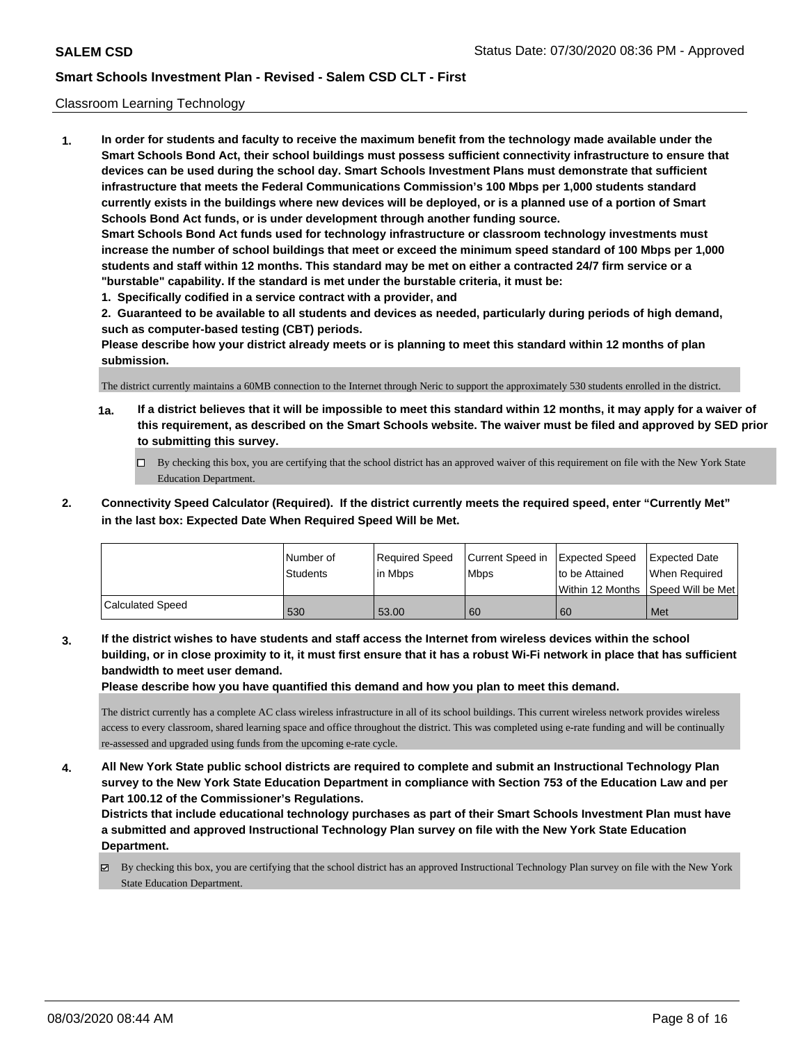## Classroom Learning Technology

**1. In order for students and faculty to receive the maximum benefit from the technology made available under the Smart Schools Bond Act, their school buildings must possess sufficient connectivity infrastructure to ensure that devices can be used during the school day. Smart Schools Investment Plans must demonstrate that sufficient infrastructure that meets the Federal Communications Commission's 100 Mbps per 1,000 students standard currently exists in the buildings where new devices will be deployed, or is a planned use of a portion of Smart Schools Bond Act funds, or is under development through another funding source.**

**Smart Schools Bond Act funds used for technology infrastructure or classroom technology investments must increase the number of school buildings that meet or exceed the minimum speed standard of 100 Mbps per 1,000 students and staff within 12 months. This standard may be met on either a contracted 24/7 firm service or a "burstable" capability. If the standard is met under the burstable criteria, it must be:**

**1. Specifically codified in a service contract with a provider, and**

**2. Guaranteed to be available to all students and devices as needed, particularly during periods of high demand, such as computer-based testing (CBT) periods.**

**Please describe how your district already meets or is planning to meet this standard within 12 months of plan submission.**

The district currently maintains a 60MB connection to the Internet through Neric to support the approximately 530 students enrolled in the district.

**1a. If a district believes that it will be impossible to meet this standard within 12 months, it may apply for a waiver of this requirement, as described on the Smart Schools website. The waiver must be filed and approved by SED prior to submitting this survey.**

- [ ] By checking this box, you are certifying that the school district has an approved waiver of this requirement on file with the New York State Education Department.

**2. Connectivity Speed Calculator (Required). If the district currently meets the required speed, enter "Currently Met" in the last box: Expected Date When Required Speed Will be Met.**

| | Number of Students | Required Speed in Mbps | Current Speed in Mbps | Expected Speed to be Attained Within 12 Months | Expected Date When Required Speed Will be Met |
|---|---|---|---|---|---|
| Calculated Speed | 530 | 53.00 | 60 | 60 | Met |

**3. If the district wishes to have students and staff access the Internet from wireless devices within the school building, or in close proximity to it, it must first ensure that it has a robust Wi-Fi network in place that has sufficient bandwidth to meet user demand.**

**Please describe how you have quantified this demand and how you plan to meet this demand.**

The district currently has a complete AC class wireless infrastructure in all of its school buildings. This current wireless network provides wireless access to every classroom, shared learning space and office throughout the district. This was completed using e-rate funding and will be continually re-assessed and upgraded using funds from the upcoming e-rate cycle.

**4. All New York State public school districts are required to complete and submit an Instructional Technology Plan survey to the New York State Education Department in compliance with Section 753 of the Education Law and per Part 100.12 of the Commissioner's Regulations.**

**Districts that include educational technology purchases as part of their Smart Schools Investment Plan must have a submitted and approved Instructional Technology Plan survey on file with the New York State Education Department.**

- [x] By checking this box, you are certifying that the school district has an approved Instructional Technology Plan survey on file with the New York State Education Department.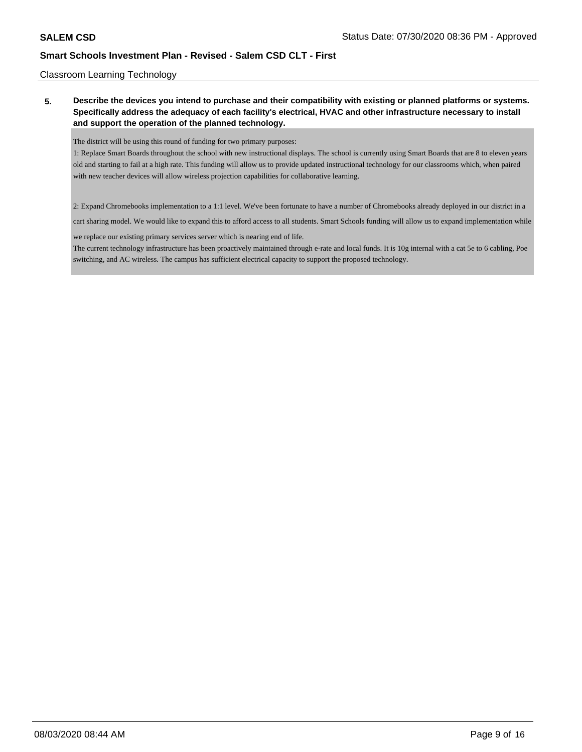Classroom Learning Technology

**5. Describe the devices you intend to purchase and their compatibility with existing or planned platforms or systems. Specifically address the adequacy of each facility's electrical, HVAC and other infrastructure necessary to install and support the operation of the planned technology.**

The district will be using this round of funding for two primary purposes:
1: Replace Smart Boards throughout the school with new instructional displays. The school is currently using Smart Boards that are 8 to eleven years old and starting to fail at a high rate. This funding will allow us to provide updated instructional technology for our classrooms which, when paired with new teacher devices will allow wireless projection capabilities for collaborative learning.

2: Expand Chromebooks implementation to a 1:1 level. We've been fortunate to have a number of Chromebooks already deployed in our district in a cart sharing model. We would like to expand this to afford access to all students. Smart Schools funding will allow us to expand implementation while we replace our existing primary services server which is nearing end of life.
The current technology infrastructure has been proactively maintained through e-rate and local funds. It is 10g internal with a cat 5e to 6 cabling, Poe switching, and AC wireless. The campus has sufficient electrical capacity to support the proposed technology.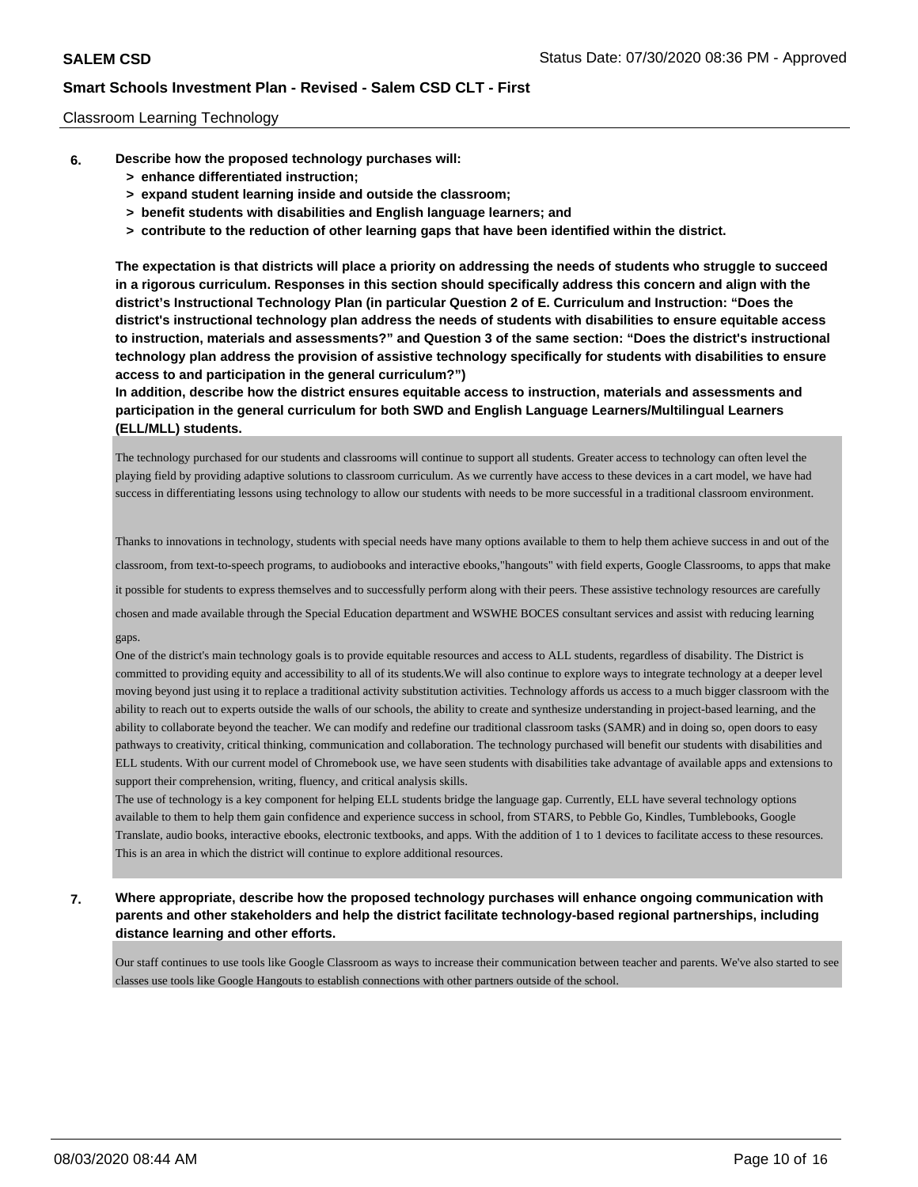Classroom Learning Technology

**6. Describe how the proposed technology purchases will:**
   - **> enhance differentiated instruction;**
   - **> expand student learning inside and outside the classroom;**
   - **> benefit students with disabilities and English language learners; and**
   - **> contribute to the reduction of other learning gaps that have been identified within the district.**

**The expectation is that districts will place a priority on addressing the needs of students who struggle to succeed in a rigorous curriculum. Responses in this section should specifically address this concern and align with the district's Instructional Technology Plan (in particular Question 2 of E. Curriculum and Instruction: "Does the district's instructional technology plan address the needs of students with disabilities to ensure equitable access to instruction, materials and assessments?" and Question 3 of the same section: "Does the district's instructional technology plan address the provision of assistive technology specifically for students with disabilities to ensure access to and participation in the general curriculum?")**
**In addition, describe how the district ensures equitable access to instruction, materials and assessments and participation in the general curriculum for both SWD and English Language Learners/Multilingual Learners (ELL/MLL) students.**

The technology purchased for our students and classrooms will continue to support all students. Greater access to technology can often level the playing field by providing adaptive solutions to classroom curriculum. As we currently have access to these devices in a cart model, we have had success in differentiating lessons using technology to allow our students with needs to be more successful in a traditional classroom environment.

Thanks to innovations in technology, students with special needs have many options available to them to help them achieve success in and out of the classroom, from text-to-speech programs, to audiobooks and interactive ebooks,"hangouts" with field experts, Google Classrooms, to apps that make it possible for students to express themselves and to successfully perform along with their peers. These assistive technology resources are carefully chosen and made available through the Special Education department and WSWHE BOCES consultant services and assist with reducing learning gaps.

One of the district's main technology goals is to provide equitable resources and access to ALL students, regardless of disability. The District is committed to providing equity and accessibility to all of its students.We will also continue to explore ways to integrate technology at a deeper level moving beyond just using it to replace a traditional activity substitution activities. Technology affords us access to a much bigger classroom with the ability to reach out to experts outside the walls of our schools, the ability to create and synthesize understanding in project-based learning, and the ability to collaborate beyond the teacher. We can modify and redefine our traditional classroom tasks (SAMR) and in doing so, open doors to easy pathways to creativity, critical thinking, communication and collaboration. The technology purchased will benefit our students with disabilities and ELL students. With our current model of Chromebook use, we have seen students with disabilities take advantage of available apps and extensions to support their comprehension, writing, fluency, and critical analysis skills.

The use of technology is a key component for helping ELL students bridge the language gap. Currently, ELL have several technology options available to them to help them gain confidence and experience success in school, from STARS, to Pebble Go, Kindles, Tumblebooks, Google Translate, audio books, interactive ebooks, electronic textbooks, and apps. With the addition of 1 to 1 devices to facilitate access to these resources. This is an area in which the district will continue to explore additional resources.

**7. Where appropriate, describe how the proposed technology purchases will enhance ongoing communication with parents and other stakeholders and help the district facilitate technology-based regional partnerships, including distance learning and other efforts.**

Our staff continues to use tools like Google Classroom as ways to increase their communication between teacher and parents. We've also started to see classes use tools like Google Hangouts to establish connections with other partners outside of the school.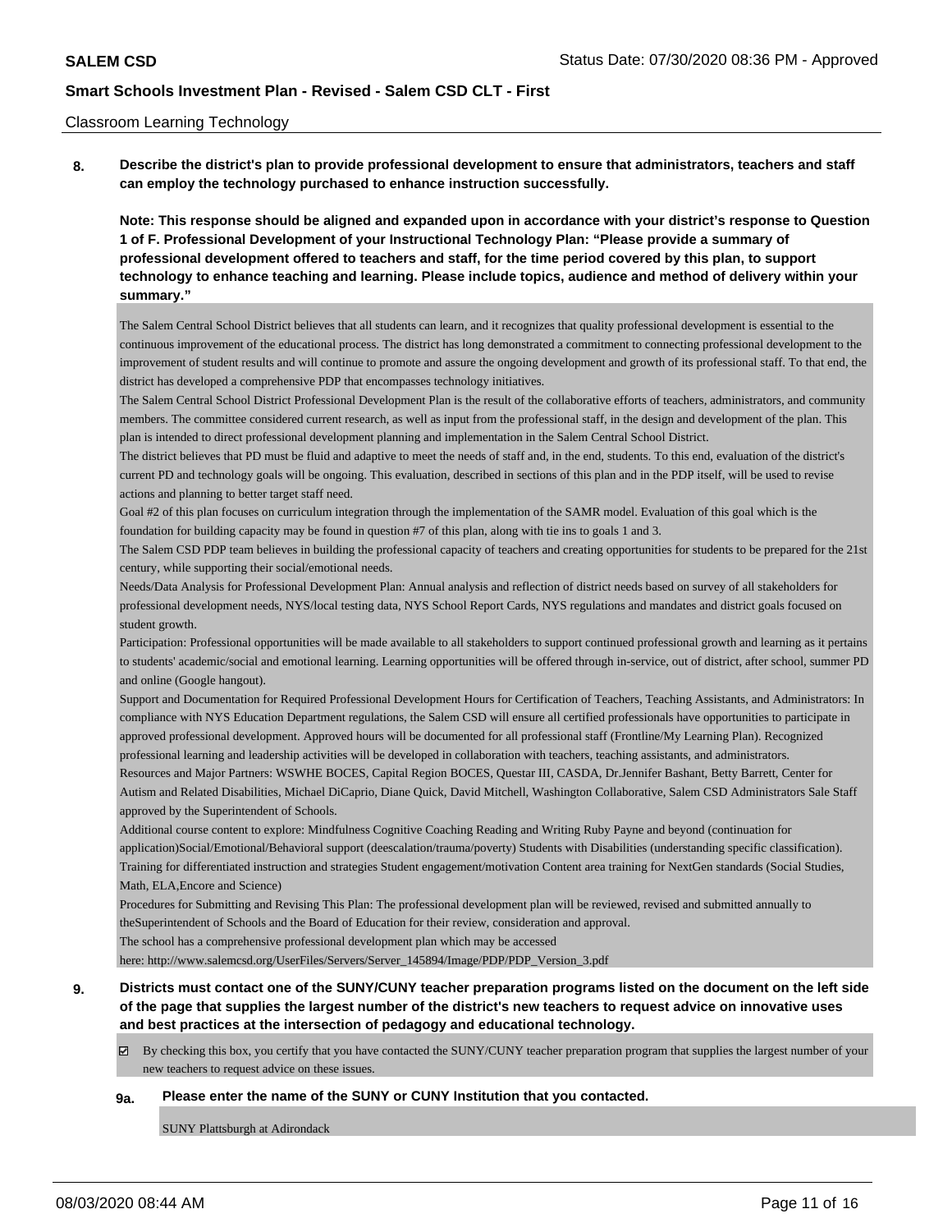Classroom Learning Technology

**8. Describe the district's plan to provide professional development to ensure that administrators, teachers and staff can employ the technology purchased to enhance instruction successfully.**

**Note: This response should be aligned and expanded upon in accordance with your district's response to Question 1 of F. Professional Development of your Instructional Technology Plan: "Please provide a summary of professional development offered to teachers and staff, for the time period covered by this plan, to support technology to enhance teaching and learning. Please include topics, audience and method of delivery within your summary."**

The Salem Central School District believes that all students can learn, and it recognizes that quality professional development is essential to the continuous improvement of the educational process. The district has long demonstrated a commitment to connecting professional development to the improvement of student results and will continue to promote and assure the ongoing development and growth of its professional staff. To that end, the district has developed a comprehensive PDP that encompasses technology initiatives.

The Salem Central School District Professional Development Plan is the result of the collaborative efforts of teachers, administrators, and community members. The committee considered current research, as well as input from the professional staff, in the design and development of the plan. This plan is intended to direct professional development planning and implementation in the Salem Central School District.

The district believes that PD must be fluid and adaptive to meet the needs of staff and, in the end, students. To this end, evaluation of the district's current PD and technology goals will be ongoing. This evaluation, described in sections of this plan and in the PDP itself, will be used to revise actions and planning to better target staff need.

Goal #2 of this plan focuses on curriculum integration through the implementation of the SAMR model. Evaluation of this goal which is the foundation for building capacity may be found in question #7 of this plan, along with tie ins to goals 1 and 3.

The Salem CSD PDP team believes in building the professional capacity of teachers and creating opportunities for students to be prepared for the 21st century, while supporting their social/emotional needs.

Needs/Data Analysis for Professional Development Plan: Annual analysis and reflection of district needs based on survey of all stakeholders for professional development needs, NYS/local testing data, NYS School Report Cards, NYS regulations and mandates and district goals focused on student growth.

Participation: Professional opportunities will be made available to all stakeholders to support continued professional growth and learning as it pertains to students' academic/social and emotional learning. Learning opportunities will be offered through in-service, out of district, after school, summer PD and online (Google hangout).

Support and Documentation for Required Professional Development Hours for Certification of Teachers, Teaching Assistants, and Administrators: In compliance with NYS Education Department regulations, the Salem CSD will ensure all certified professionals have opportunities to participate in approved professional development. Approved hours will be documented for all professional staff (Frontline/My Learning Plan). Recognized professional learning and leadership activities will be developed in collaboration with teachers, teaching assistants, and administrators.

Resources and Major Partners: WSWHE BOCES, Capital Region BOCES, Questar III, CASDA, Dr.Jennifer Bashant, Betty Barrett, Center for Autism and Related Disabilities, Michael DiCaprio, Diane Quick, David Mitchell, Washington Collaborative, Salem CSD Administrators Sale Staff approved by the Superintendent of Schools.

Additional course content to explore: Mindfulness Cognitive Coaching Reading and Writing Ruby Payne and beyond (continuation for application)Social/Emotional/Behavioral support (deescalation/trauma/poverty) Students with Disabilities (understanding specific classification). Training for differentiated instruction and strategies Student engagement/motivation Content area training for NextGen standards (Social Studies, Math, ELA,Encore and Science)

Procedures for Submitting and Revising This Plan: The professional development plan will be reviewed, revised and submitted annually to theSuperintendent of Schools and the Board of Education for their review, consideration and approval.

The school has a comprehensive professional development plan which may be accessed here: http://www.salemcsd.org/UserFiles/Servers/Server_145894/Image/PDP/PDP_Version_3.pdf

**9. Districts must contact one of the SUNY/CUNY teacher preparation programs listed on the document on the left side of the page that supplies the largest number of the district's new teachers to request advice on innovative uses and best practices at the intersection of pedagogy and educational technology.**

☑ By checking this box, you certify that you have contacted the SUNY/CUNY teacher preparation program that supplies the largest number of your new teachers to request advice on these issues.

**9a. Please enter the name of the SUNY or CUNY Institution that you contacted.**

SUNY Plattsburgh at Adirondack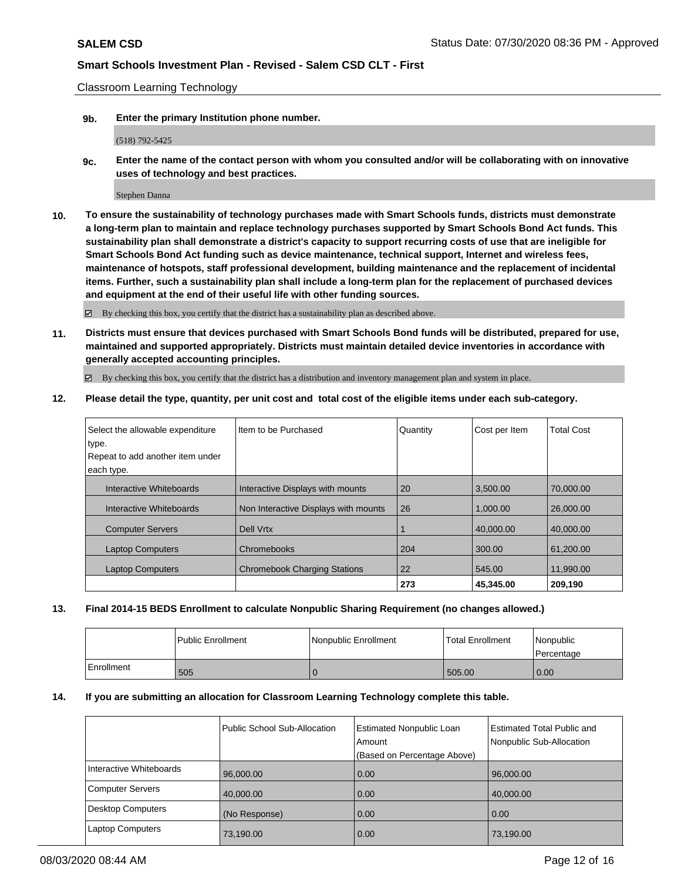Classroom Learning Technology

**9b. Enter the primary Institution phone number.**

(518) 792-5425

**9c. Enter the name of the contact person with whom you consulted and/or will be collaborating with on innovative uses of technology and best practices.**

Stephen Danna

**10. To ensure the sustainability of technology purchases made with Smart Schools funds, districts must demonstrate a long-term plan to maintain and replace technology purchases supported by Smart Schools Bond Act funds. This sustainability plan shall demonstrate a district's capacity to support recurring costs of use that are ineligible for Smart Schools Bond Act funding such as device maintenance, technical support, Internet and wireless fees, maintenance of hotspots, staff professional development, building maintenance and the replacement of incidental items. Further, such a sustainability plan shall include a long-term plan for the replacement of purchased devices and equipment at the end of their useful life with other funding sources.**

☑ By checking this box, you certify that the district has a sustainability plan as described above.

**11. Districts must ensure that devices purchased with Smart Schools Bond funds will be distributed, prepared for use, maintained and supported appropriately. Districts must maintain detailed device inventories in accordance with generally accepted accounting principles.**

☑ By checking this box, you certify that the district has a distribution and inventory management plan and system in place.

**12. Please detail the type, quantity, per unit cost and total cost of the eligible items under each sub-category.**

| Select the allowable expenditure type. Repeat to add another item under each type. | Item to be Purchased | Quantity | Cost per Item | Total Cost |
|---|---|---|---|---|
| Interactive Whiteboards | Interactive Displays with mounts | 20 | 3,500.00 | 70,000.00 |
| Interactive Whiteboards | Non Interactive Displays with mounts | 26 | 1,000.00 | 26,000.00 |
| Computer Servers | Dell Vrtx | 1 | 40,000.00 | 40,000.00 |
| Laptop Computers | Chromebooks | 204 | 300.00 | 61,200.00 |
| Laptop Computers | Chromebook Charging Stations | 22 | 545.00 | 11,990.00 |
| | | 273 | 45,345.00 | 209,190 |

**13. Final 2014-15 BEDS Enrollment to calculate Nonpublic Sharing Requirement (no changes allowed.)**

| | Public Enrollment | Nonpublic Enrollment | Total Enrollment | Nonpublic Percentage |
|---|---|---|---|---|
| Enrollment | 505 | 0 | 505.00 | 0.00 |

**14. If you are submitting an allocation for Classroom Learning Technology complete this table.**

| | Public School Sub-Allocation | Estimated Nonpublic Loan Amount (Based on Percentage Above) | Estimated Total Public and Nonpublic Sub-Allocation |
|---|---|---|---|
| Interactive Whiteboards | 96,000.00 | 0.00 | 96,000.00 |
| Computer Servers | 40,000.00 | 0.00 | 40,000.00 |
| Desktop Computers | (No Response) | 0.00 | 0.00 |
| Laptop Computers | 73,190.00 | 0.00 | 73,190.00 |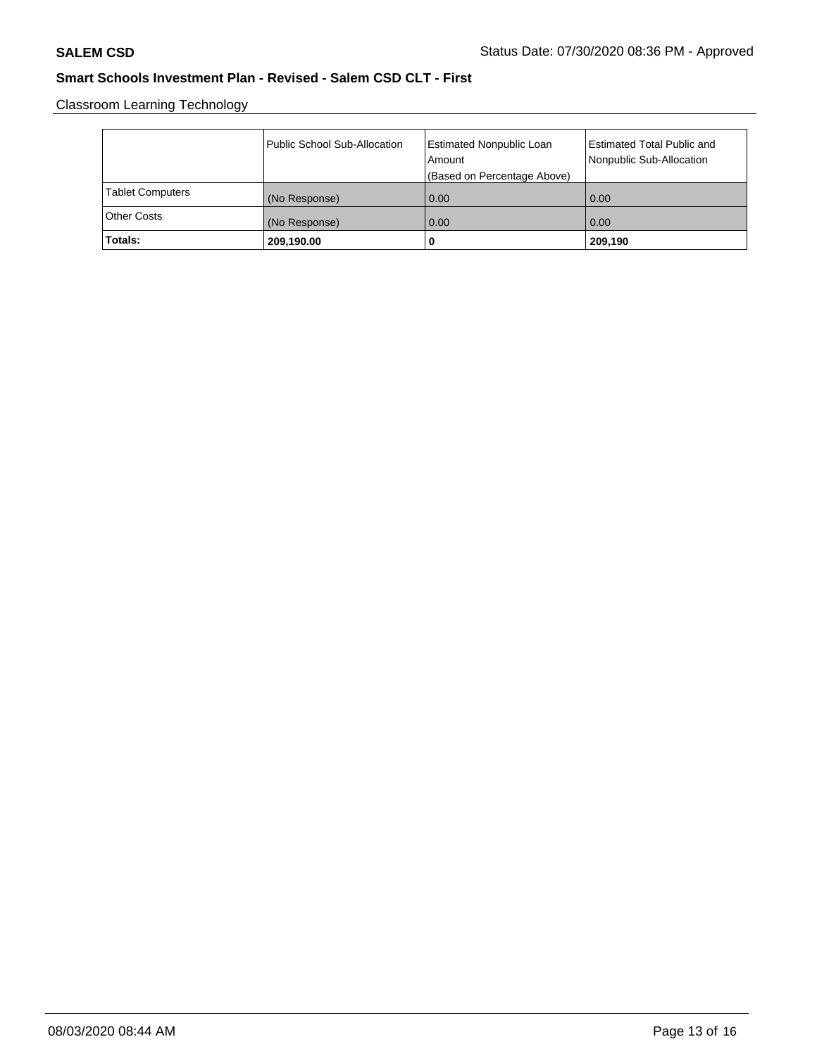## Smart Schools Investment Plan - Revised - Salem CSD CLT - First

Classroom Learning Technology

|  | Public School Sub-Allocation | Estimated Nonpublic Loan Amount (Based on Percentage Above) | Estimated Total Public and Nonpublic Sub-Allocation |
|---|---|---|---|
| Tablet Computers | (No Response) | 0.00 | 0.00 |
| Other Costs | (No Response) | 0.00 | 0.00 |
| **Totals:** | **209,190.00** | **0** | **209,190** |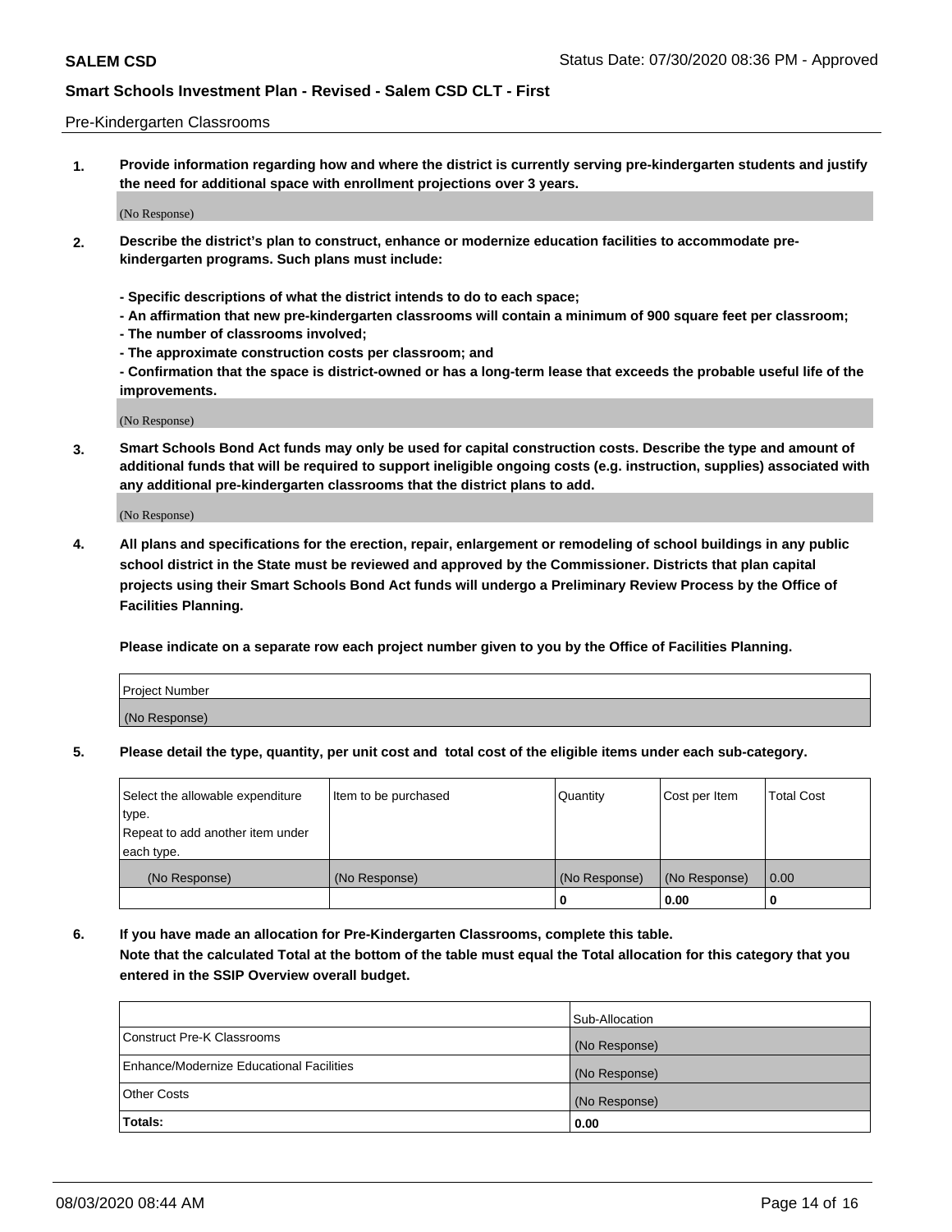Pre-Kindergarten Classrooms

**1. Provide information regarding how and where the district is currently serving pre-kindergarten students and justify the need for additional space with enrollment projections over 3 years.**

(No Response)

**2. Describe the district's plan to construct, enhance or modernize education facilities to accommodate pre-kindergarten programs. Such plans must include:**

**- Specific descriptions of what the district intends to do to each space;**
**- An affirmation that new pre-kindergarten classrooms will contain a minimum of 900 square feet per classroom;**
**- The number of classrooms involved;**
**- The approximate construction costs per classroom; and**
**- Confirmation that the space is district-owned or has a long-term lease that exceeds the probable useful life of the improvements.**

(No Response)

**3. Smart Schools Bond Act funds may only be used for capital construction costs. Describe the type and amount of additional funds that will be required to support ineligible ongoing costs (e.g. instruction, supplies) associated with any additional pre-kindergarten classrooms that the district plans to add.**

(No Response)

**4. All plans and specifications for the erection, repair, enlargement or remodeling of school buildings in any public school district in the State must be reviewed and approved by the Commissioner. Districts that plan capital projects using their Smart Schools Bond Act funds will undergo a Preliminary Review Process by the Office of Facilities Planning.**

**Please indicate on a separate row each project number given to you by the Office of Facilities Planning.**

| Project Number |
| --- |
| (No Response) |

**5. Please detail the type, quantity, per unit cost and total cost of the eligible items under each sub-category.**

| Select the allowable expenditure type. Repeat to add another item under each type. | Item to be purchased | Quantity | Cost per Item | Total Cost |
| --- | --- | --- | --- | --- |
| (No Response) | (No Response) | (No Response) | (No Response) | 0.00 |
| | | 0 | 0.00 | 0 |

**6. If you have made an allocation for Pre-Kindergarten Classrooms, complete this table.**
**Note that the calculated Total at the bottom of the table must equal the Total allocation for this category that you entered in the SSIP Overview overall budget.**

| | Sub-Allocation |
| --- | --- |
| Construct Pre-K Classrooms | (No Response) |
| Enhance/Modernize Educational Facilities | (No Response) |
| Other Costs | (No Response) |
| **Totals:** | **0.00** |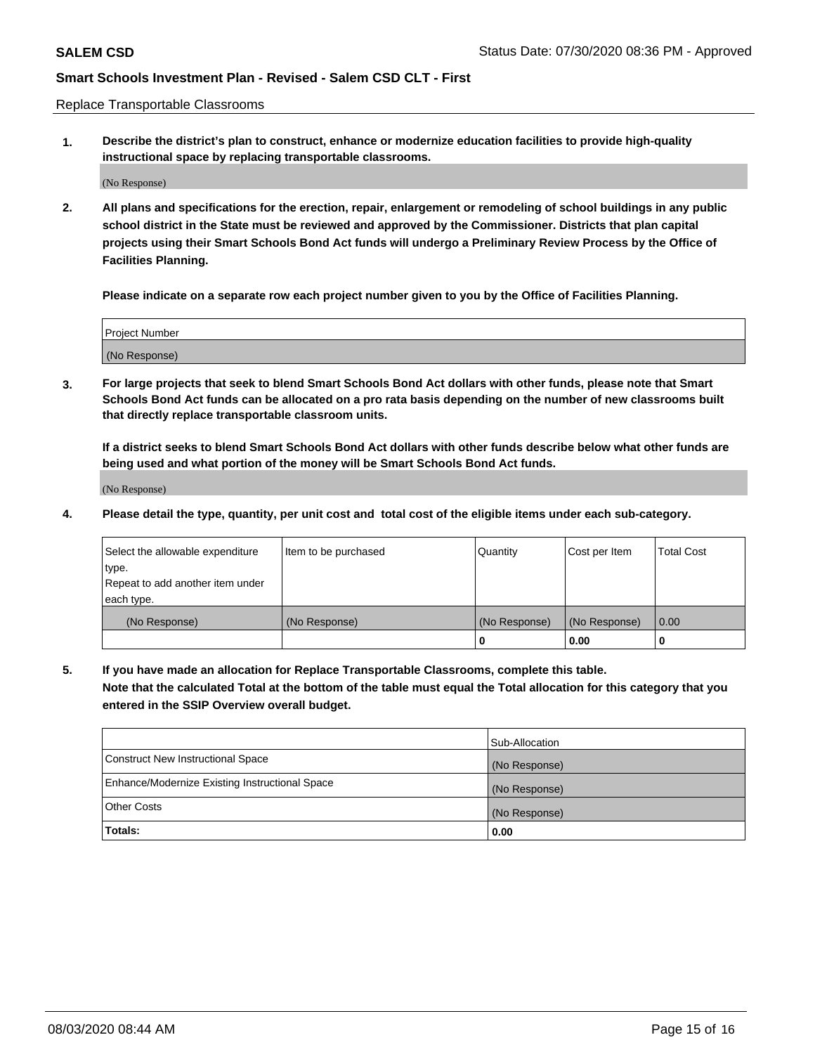Replace Transportable Classrooms

1. **Describe the district's plan to construct, enhance or modernize education facilities to provide high-quality instructional space by replacing transportable classrooms.**

(No Response)

2. **All plans and specifications for the erection, repair, enlargement or remodeling of school buildings in any public school district in the State must be reviewed and approved by the Commissioner. Districts that plan capital projects using their Smart Schools Bond Act funds will undergo a Preliminary Review Process by the Office of Facilities Planning.**

**Please indicate on a separate row each project number given to you by the Office of Facilities Planning.**

| Project Number |
|---|
| (No Response) |

3. **For large projects that seek to blend Smart Schools Bond Act dollars with other funds, please note that Smart Schools Bond Act funds can be allocated on a pro rata basis depending on the number of new classrooms built that directly replace transportable classroom units.**

**If a district seeks to blend Smart Schools Bond Act dollars with other funds describe below what other funds are being used and what portion of the money will be Smart Schools Bond Act funds.**

(No Response)

4. **Please detail the type, quantity, per unit cost and total cost of the eligible items under each sub-category.**

| Select the allowable expenditure type. Repeat to add another item under each type. | Item to be purchased | Quantity | Cost per Item | Total Cost |
|---|---|---|---|---|
| (No Response) | (No Response) | (No Response) | (No Response) | 0.00 |
| | | 0 | 0.00 | 0 |

5. **If you have made an allocation for Replace Transportable Classrooms, complete this table. Note that the calculated Total at the bottom of the table must equal the Total allocation for this category that you entered in the SSIP Overview overall budget.**

| | Sub-Allocation |
|---|---|
| Construct New Instructional Space | (No Response) |
| Enhance/Modernize Existing Instructional Space | (No Response) |
| Other Costs | (No Response) |
| **Totals:** | **0.00** |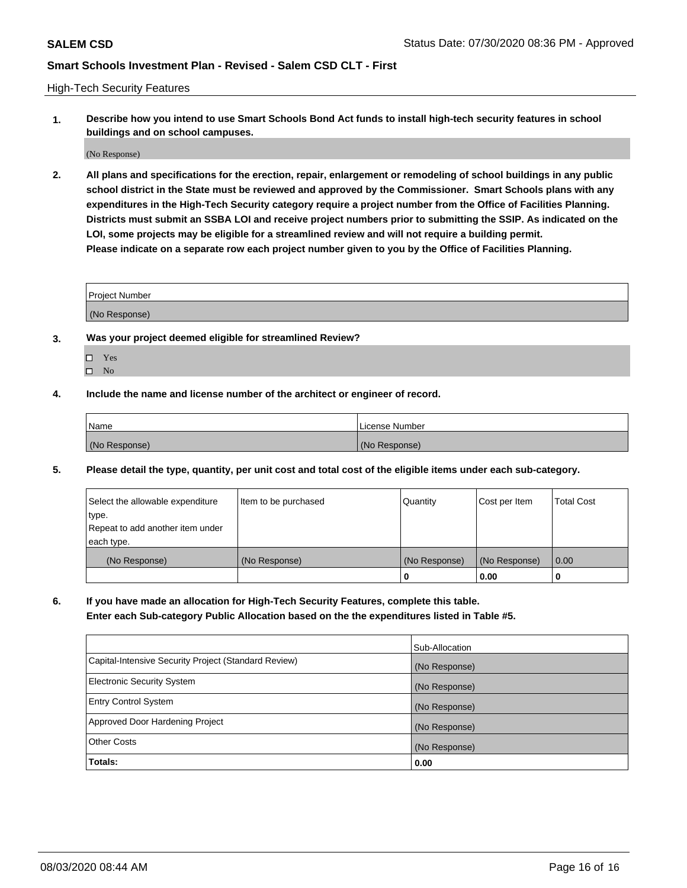High-Tech Security Features

**1. Describe how you intend to use Smart Schools Bond Act funds to install high-tech security features in school buildings and on school campuses.**

(No Response)

**2. All plans and specifications for the erection, repair, enlargement or remodeling of school buildings in any public school district in the State must be reviewed and approved by the Commissioner. Smart Schools plans with any expenditures in the High-Tech Security category require a project number from the Office of Facilities Planning. Districts must submit an SSBA LOI and receive project numbers prior to submitting the SSIP. As indicated on the LOI, some projects may be eligible for a streamlined review and will not require a building permit. Please indicate on a separate row each project number given to you by the Office of Facilities Planning.**

| Project Number |
|---|
| (No Response) |

**3. Was your project deemed eligible for streamlined Review?**

- ☐ Yes
- ☐ No

**4. Include the name and license number of the architect or engineer of record.**

| Name | License Number |
|---|---|
| (No Response) | (No Response) |

**5. Please detail the type, quantity, per unit cost and total cost of the eligible items under each sub-category.**

| Select the allowable expenditure type. Repeat to add another item under each type. | Item to be purchased | Quantity | Cost per Item | Total Cost |
|---|---|---|---|---|
| (No Response) | (No Response) | (No Response) | (No Response) | 0.00 |
| | | 0 | 0.00 | 0 |

**6. If you have made an allocation for High-Tech Security Features, complete this table. Enter each Sub-category Public Allocation based on the the expenditures listed in Table #5.**

| | Sub-Allocation |
|---|---|
| Capital-Intensive Security Project (Standard Review) | (No Response) |
| Electronic Security System | (No Response) |
| Entry Control System | (No Response) |
| Approved Door Hardening Project | (No Response) |
| Other Costs | (No Response) |
| **Totals:** | **0.00** |